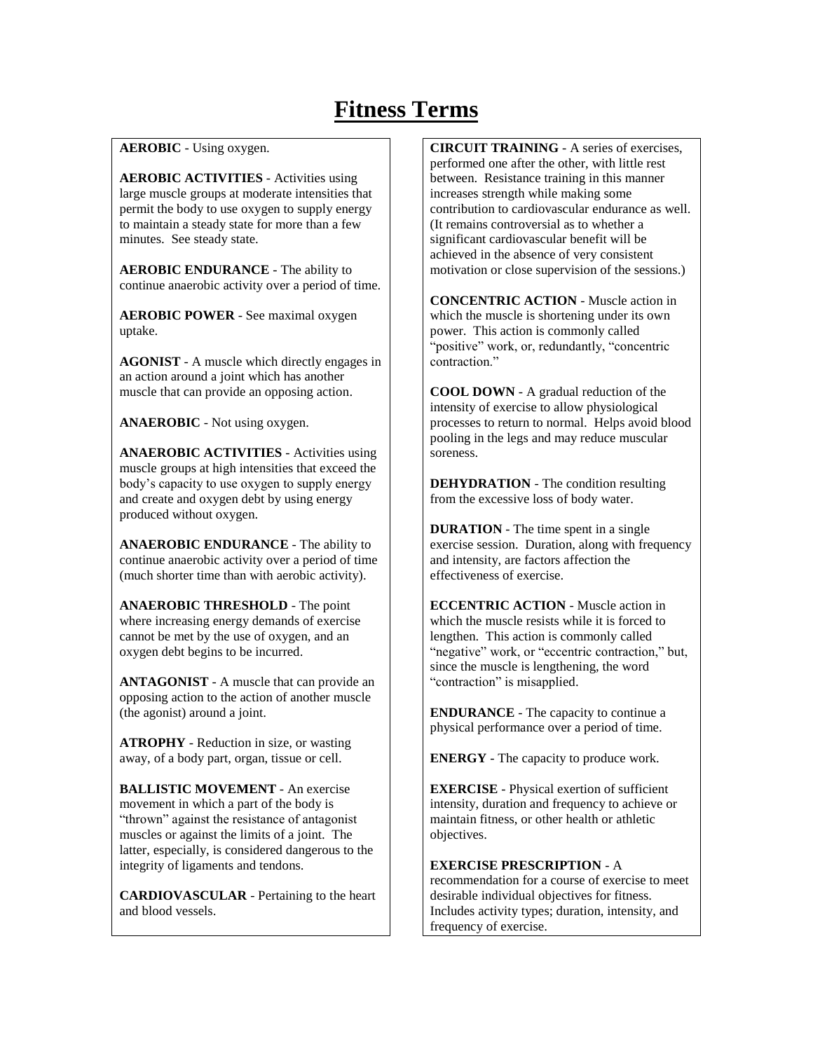# Fitness Terms

**AEROBIC** - Using oxygen.

**AEROBIC ACTIVITIES** - Activities using large muscle groups at moderate intensities that permit the body to use oxygen to supply energy to maintain a steady state for more than a few minutes. See steady state.

**AEROBIC ENDURANCE** - The ability to continue anaerobic activity over a period of time.

**AEROBIC POWER** - See maximal oxygen uptake.

**AGONIST** - A muscle which directly engages in an action around a joint which has another muscle that can provide an opposing action.

**ANAEROBIC** - Not using oxygen.

**ANAEROBIC ACTIVITIES** - Activities using muscle groups at high intensities that exceed the body's capacity to use oxygen to supply energy and create and oxygen debt by using energy produced without oxygen.

**ANAEROBIC ENDURANCE** - The ability to continue anaerobic activity over a period of time (much shorter time than with aerobic activity).

**ANAEROBIC THRESHOLD** - The point where increasing energy demands of exercise cannot be met by the use of oxygen, and an oxygen debt begins to be incurred.

**ANTAGONIST** - A muscle that can provide an opposing action to the action of another muscle (the agonist) around a joint.

**ATROPHY** - Reduction in size, or wasting away, of a body part, organ, tissue or cell.

**BALLISTIC MOVEMENT** - An exercise movement in which a part of the body is "thrown" against the resistance of antagonist muscles or against the limits of a joint. The latter, especially, is considered dangerous to the integrity of ligaments and tendons.

**CARDIOVASCULAR** - Pertaining to the heart and blood vessels.

**CIRCUIT TRAINING** - A series of exercises, performed one after the other, with little rest between. Resistance training in this manner increases strength while making some contribution to cardiovascular endurance as well. (It remains controversial as to whether a significant cardiovascular benefit will be achieved in the absence of very consistent motivation or close supervision of the sessions.)

**CONCENTRIC ACTION** - Muscle action in which the muscle is shortening under its own power. This action is commonly called "positive" work, or, redundantly, "concentric contraction."

**COOL DOWN** - A gradual reduction of the intensity of exercise to allow physiological processes to return to normal. Helps avoid blood pooling in the legs and may reduce muscular soreness.

**DEHYDRATION** - The condition resulting from the excessive loss of body water.

**DURATION** - The time spent in a single exercise session. Duration, along with frequency and intensity, are factors affection the effectiveness of exercise.

**ECCENTRIC ACTION** - Muscle action in which the muscle resists while it is forced to lengthen. This action is commonly called "negative" work, or "eccentric contraction," but, since the muscle is lengthening, the word "contraction" is misapplied.

**ENDURANCE** - The capacity to continue a physical performance over a period of time.

**ENERGY** - The capacity to produce work.

**EXERCISE** - Physical exertion of sufficient intensity, duration and frequency to achieve or maintain fitness, or other health or athletic objectives.

**EXERCISE PRESCRIPTION** - A recommendation for a course of exercise to meet desirable individual objectives for fitness. Includes activity types; duration, intensity, and frequency of exercise.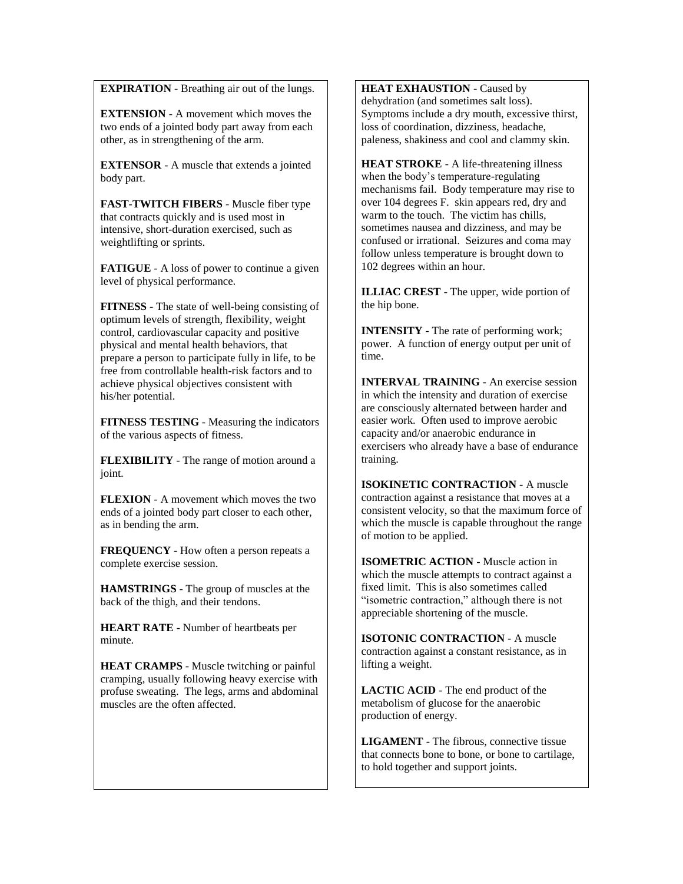**EXPIRATION** - Breathing air out of the lungs.

**EXTENSION** - A movement which moves the two ends of a jointed body part away from each other, as in strengthening of the arm.

**EXTENSOR** - A muscle that extends a jointed body part.

**FAST-TWITCH FIBERS** - Muscle fiber type that contracts quickly and is used most in intensive, short-duration exercised, such as weightlifting or sprints.

**FATIGUE** - A loss of power to continue a given level of physical performance.

**FITNESS** - The state of well-being consisting of optimum levels of strength, flexibility, weight control, cardiovascular capacity and positive physical and mental health behaviors, that prepare a person to participate fully in life, to be free from controllable health-risk factors and to achieve physical objectives consistent with his/her potential.

**FITNESS TESTING** - Measuring the indicators of the various aspects of fitness.

**FLEXIBILITY** - The range of motion around a joint.

**FLEXION** - A movement which moves the two ends of a jointed body part closer to each other, as in bending the arm.

**FREQUENCY** - How often a person repeats a complete exercise session.

**HAMSTRINGS** - The group of muscles at the back of the thigh, and their tendons.

**HEART RATE** - Number of heartbeats per minute.

**HEAT CRAMPS** - Muscle twitching or painful cramping, usually following heavy exercise with profuse sweating. The legs, arms and abdominal muscles are the often affected.

**HEAT EXHAUSTION** - Caused by dehydration (and sometimes salt loss). Symptoms include a dry mouth, excessive thirst, loss of coordination, dizziness, headache, paleness, shakiness and cool and clammy skin.

**HEAT STROKE** - A life-threatening illness when the body's temperature-regulating mechanisms fail. Body temperature may rise to over 104 degrees F. skin appears red, dry and warm to the touch. The victim has chills, sometimes nausea and dizziness, and may be confused or irrational. Seizures and coma may follow unless temperature is brought down to 102 degrees within an hour.

**ILLIAC CREST** - The upper, wide portion of the hip bone.

**INTENSITY** - The rate of performing work; power. A function of energy output per unit of time.

**INTERVAL TRAINING** - An exercise session in which the intensity and duration of exercise are consciously alternated between harder and easier work. Often used to improve aerobic capacity and/or anaerobic endurance in exercisers who already have a base of endurance training.

**ISOKINETIC CONTRACTION** - A muscle contraction against a resistance that moves at a consistent velocity, so that the maximum force of which the muscle is capable throughout the range of motion to be applied.

**ISOMETRIC ACTION** - Muscle action in which the muscle attempts to contract against a fixed limit. This is also sometimes called "isometric contraction," although there is not appreciable shortening of the muscle.

**ISOTONIC CONTRACTION** - A muscle contraction against a constant resistance, as in lifting a weight.

**LACTIC ACID** - The end product of the metabolism of glucose for the anaerobic production of energy.

**LIGAMENT** - The fibrous, connective tissue that connects bone to bone, or bone to cartilage, to hold together and support joints.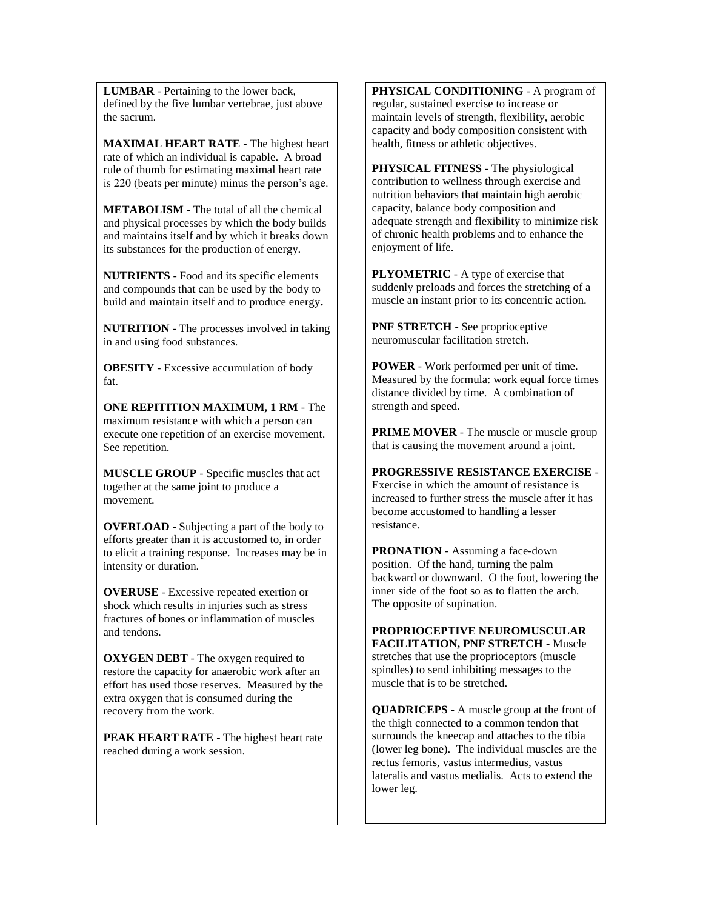**LUMBAR** - Pertaining to the lower back, defined by the five lumbar vertebrae, just above the sacrum.

**MAXIMAL HEART RATE** - The highest heart rate of which an individual is capable. A broad rule of thumb for estimating maximal heart rate is 220 (beats per minute) minus the person's age.

**METABOLISM** - The total of all the chemical and physical processes by which the body builds and maintains itself and by which it breaks down its substances for the production of energy.

**NUTRIENTS** - Food and its specific elements and compounds that can be used by the body to build and maintain itself and to produce energy**.**

**NUTRITION** - The processes involved in taking in and using food substances.

**OBESITY** - Excessive accumulation of body fat.

**ONE REPITITION MAXIMUM, 1 RM** - The maximum resistance with which a person can execute one repetition of an exercise movement. See repetition.

**MUSCLE GROUP** - Specific muscles that act together at the same joint to produce a movement.

**OVERLOAD** - Subjecting a part of the body to efforts greater than it is accustomed to, in order to elicit a training response. Increases may be in intensity or duration.

**OVERUSE** - Excessive repeated exertion or shock which results in injuries such as stress fractures of bones or inflammation of muscles and tendons.

**OXYGEN DEBT** - The oxygen required to restore the capacity for anaerobic work after an effort has used those reserves. Measured by the extra oxygen that is consumed during the recovery from the work.

**PEAK HEART RATE** - The highest heart rate reached during a work session.

**PHYSICAL CONDITIONING** - A program of regular, sustained exercise to increase or maintain levels of strength, flexibility, aerobic capacity and body composition consistent with health, fitness or athletic objectives.

**PHYSICAL FITNESS** - The physiological contribution to wellness through exercise and nutrition behaviors that maintain high aerobic capacity, balance body composition and adequate strength and flexibility to minimize risk of chronic health problems and to enhance the enjoyment of life.

**PLYOMETRIC** - A type of exercise that suddenly preloads and forces the stretching of a muscle an instant prior to its concentric action.

**PNF STRETCH** - See proprioceptive neuromuscular facilitation stretch.

**POWER** - Work performed per unit of time. Measured by the formula: work equal force times distance divided by time. A combination of strength and speed.

**PRIME MOVER** - The muscle or muscle group that is causing the movement around a joint.

**PROGRESSIVE RESISTANCE EXERCISE** - Exercise in which the amount of resistance is increased to further stress the muscle after it has become accustomed to handling a lesser resistance.

**PRONATION** - Assuming a face-down position. Of the hand, turning the palm backward or downward. O the foot, lowering the inner side of the foot so as to flatten the arch. The opposite of supination.

**PROPRIOCEPTIVE NEUROMUSCULAR FACILITATION, PNF STRETCH** - Muscle stretches that use the proprioceptors (muscle spindles) to send inhibiting messages to the muscle that is to be stretched.

**QUADRICEPS** - A muscle group at the front of the thigh connected to a common tendon that surrounds the kneecap and attaches to the tibia (lower leg bone). The individual muscles are the rectus femoris, vastus intermedius, vastus lateralis and vastus medialis. Acts to extend the lower leg.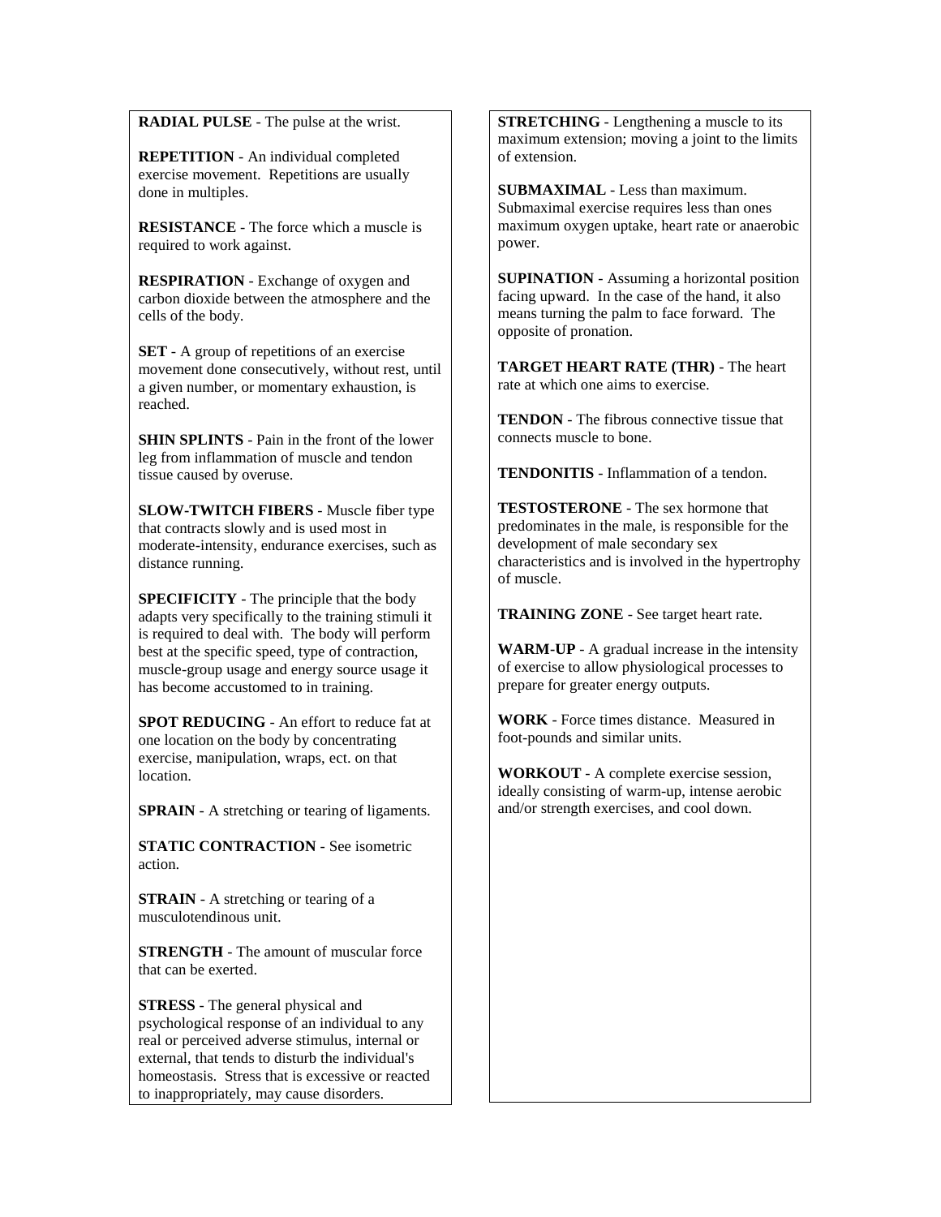**RADIAL PULSE** - The pulse at the wrist.

**REPETITION** - An individual completed exercise movement. Repetitions are usually done in multiples.

**RESISTANCE** - The force which a muscle is required to work against.

**RESPIRATION** - Exchange of oxygen and carbon dioxide between the atmosphere and the cells of the body.

**SET** - A group of repetitions of an exercise movement done consecutively, without rest, until a given number, or momentary exhaustion, is reached.

**SHIN SPLINTS** - Pain in the front of the lower leg from inflammation of muscle and tendon tissue caused by overuse.

**SLOW-TWITCH FIBERS** - Muscle fiber type that contracts slowly and is used most in moderate-intensity, endurance exercises, such as distance running.

**SPECIFICITY** - The principle that the body adapts very specifically to the training stimuli it is required to deal with. The body will perform best at the specific speed, type of contraction, muscle-group usage and energy source usage it has become accustomed to in training.

**SPOT REDUCING** - An effort to reduce fat at one location on the body by concentrating exercise, manipulation, wraps, ect. on that location.

**SPRAIN** - A stretching or tearing of ligaments.

**STATIC CONTRACTION** - See isometric action.

**STRAIN** - A stretching or tearing of a musculotendinous unit.

**STRENGTH** - The amount of muscular force that can be exerted.

**STRESS** - The general physical and psychological response of an individual to any real or perceived adverse stimulus, internal or external, that tends to disturb the individual's homeostasis. Stress that is excessive or reacted to inappropriately, may cause disorders.

**STRETCHING** - Lengthening a muscle to its maximum extension; moving a joint to the limits of extension.

**SUBMAXIMAL** - Less than maximum. Submaximal exercise requires less than ones maximum oxygen uptake, heart rate or anaerobic power.

**SUPINATION** - Assuming a horizontal position facing upward. In the case of the hand, it also means turning the palm to face forward. The opposite of pronation.

**TARGET HEART RATE (THR)** - The heart rate at which one aims to exercise.

**TENDON** - The fibrous connective tissue that connects muscle to bone.

**TENDONITIS** - Inflammation of a tendon.

**TESTOSTERONE** - The sex hormone that predominates in the male, is responsible for the development of male secondary sex characteristics and is involved in the hypertrophy of muscle.

**TRAINING ZONE** - See target heart rate.

**WARM-UP** - A gradual increase in the intensity of exercise to allow physiological processes to prepare for greater energy outputs.

**WORK** - Force times distance. Measured in foot-pounds and similar units.

**WORKOUT** - A complete exercise session, ideally consisting of warm-up, intense aerobic and/or strength exercises, and cool down.